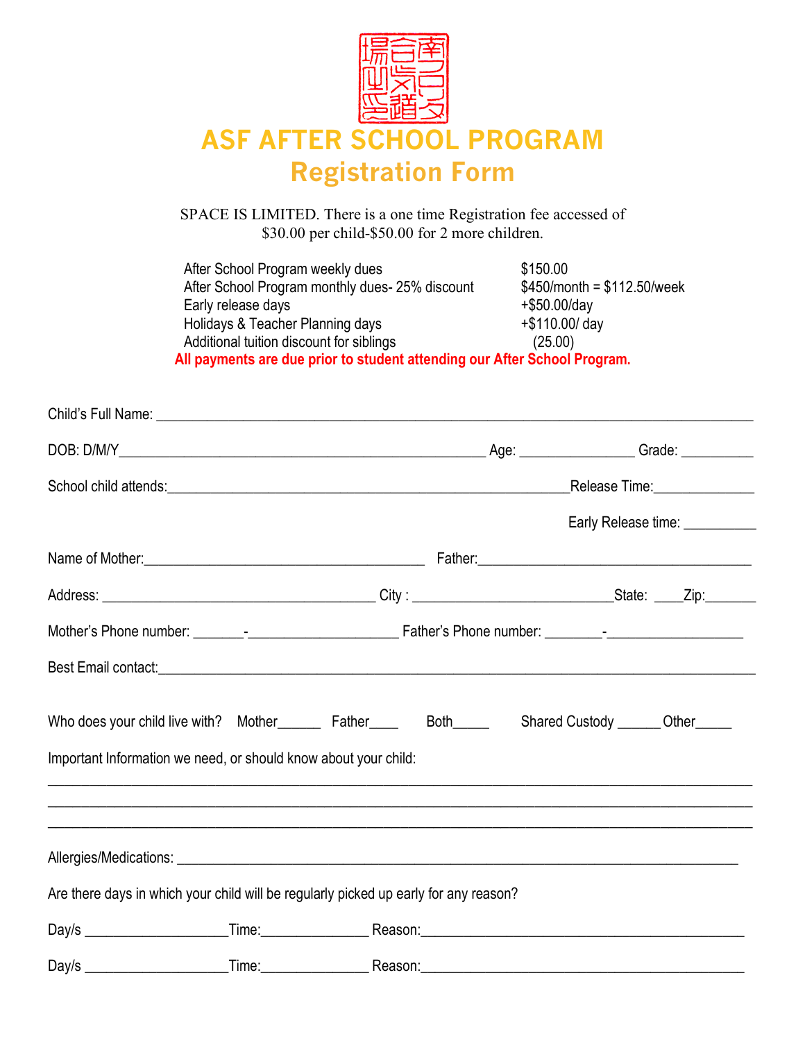# ASF AFTER SCHOOL PROGRAM
## Registration Form

SPACE IS LIMITED. There is a one time Registration fee accessed of $30.00 per child-$50.00 for 2 more children.

| | |
|---|---|
| After School Program weekly dues | $150.00 |
| After School Program monthly dues- 25% discount | $450/month = $112.50/week |
| Early release days | +$50.00/day |
| Holidays & Teacher Planning days | +$110.00/ day |
| Additional tuition discount for siblings | (25.00) |

**All payments are due prior to student attending our After School Program.**

Child's Full Name: ______________________________________________

DOB: D/M/Y______________________________ Age: ____________ Grade: __________

School child attends:______________________________________ Release Time:______________

Early Release time: __________

Name of Mother:______________________________ Father:______________________________

Address: ______________________________ City : ______________________ State: ____ Zip:_______

Mother's Phone number: _______-____________________ Father's Phone number: ________-__________________

Best Email contact:______________________________________________

Who does your child live with? Mother______ Father____ Both_____ Shared Custody ______ Other_____

Important Information we need, or should know about your child:

______________________________________________

______________________________________________

______________________________________________

Allergies/Medications: ______________________________________________

Are there days in which your child will be regularly picked up early for any reason?

Day/s ___________________ Time:______________ Reason:______________________________

Day/s ___________________ Time:______________ Reason:______________________________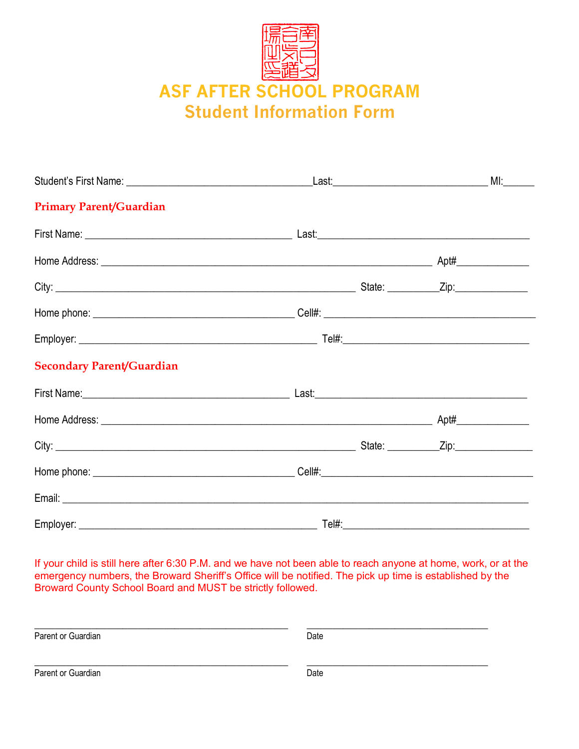# ASF AFTER SCHOOL PROGRAM

## Student Information Form

Student's First Name: ___________________________________Last:_____________________________ MI:______

### Primary Parent/Guardian

First Name: _______________________________________ Last:________________________________________

Home Address: ______________________________________________________________ Apt#_____________

City: ________________________________________________________ State: _________Zip:_____________

Home phone: ______________________________________ Cell#: ________________________________________

Employer: _____________________________________________ Tel#:___________________________________

### Secondary Parent/Guardian

First Name:_______________________________________ Last:________________________________________

Home Address: ______________________________________________________________ Apt#_____________

City: ________________________________________________________ State: _________Zip:______________

Home phone: ______________________________________ Cell#:________________________________________

Email: _______________________________________________________________________________________

Employer: _____________________________________________ Tel#:___________________________________

If your child is still here after 6:30 P.M. and we have not been able to reach anyone at home, work, or at the emergency numbers, the Broward Sheriff's Office will be notified. The pick up time is established by the Broward County School Board and MUST be strictly followed.

_______________________________________________ ___________________________________

Parent or Guardian Date

_______________________________________________ ___________________________________

Parent or Guardian Date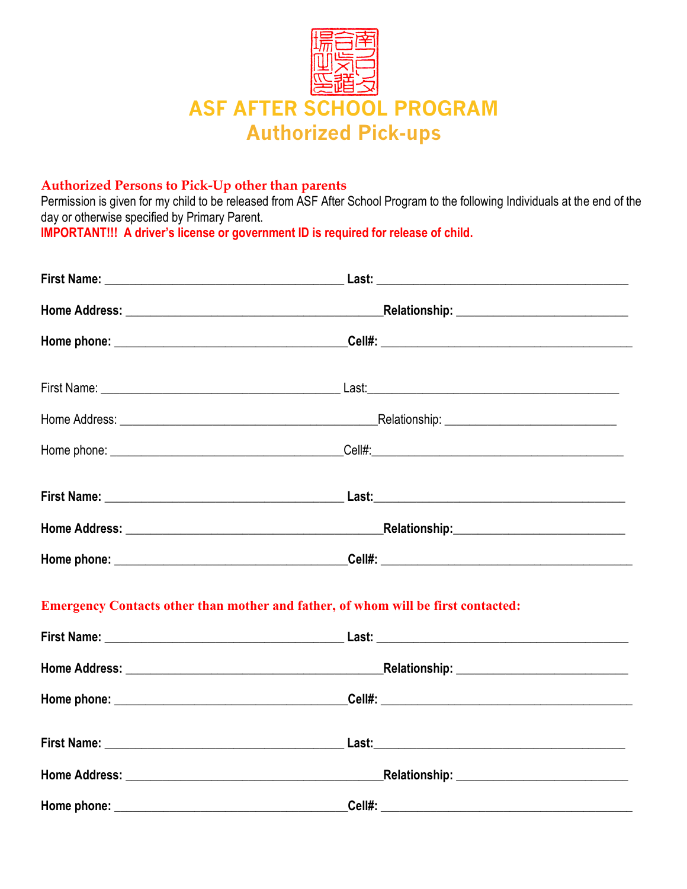# ASF AFTER SCHOOL PROGRAM

## Authorized Pick-ups

### Authorized Persons to Pick-Up other than parents

Permission is given for my child to be released from ASF After School Program to the following Individuals at the end of the day or otherwise specified by Primary Parent.

**IMPORTANT!!! A driver's license or government ID is required for release of child.**

**First Name:** ______________________________________ **Last:** ________________________________________

**Home Address:** ________________________________________**Relationship:** ___________________________

**Home phone:** _____________________________________**Cell#:** ________________________________________

First Name: ______________________________________ Last:________________________________________

Home Address: ________________________________________Relationship: ___________________________

Home phone: _____________________________________Cell#:________________________________________

**First Name:** ______________________________________ **Last:**________________________________________

**Home Address:** ________________________________________**Relationship:**___________________________

**Home phone:** _____________________________________**Cell#:** ________________________________________

### Emergency Contacts other than mother and father, of whom will be first contacted:

**First Name:** ______________________________________ **Last:** ________________________________________

**Home Address:** ________________________________________**Relationship:** ___________________________

**Home phone:** _____________________________________**Cell#:** ________________________________________

**First Name:** ______________________________________ **Last:**________________________________________

**Home Address:** ________________________________________**Relationship:** ___________________________

**Home phone:** _____________________________________**Cell#:** ________________________________________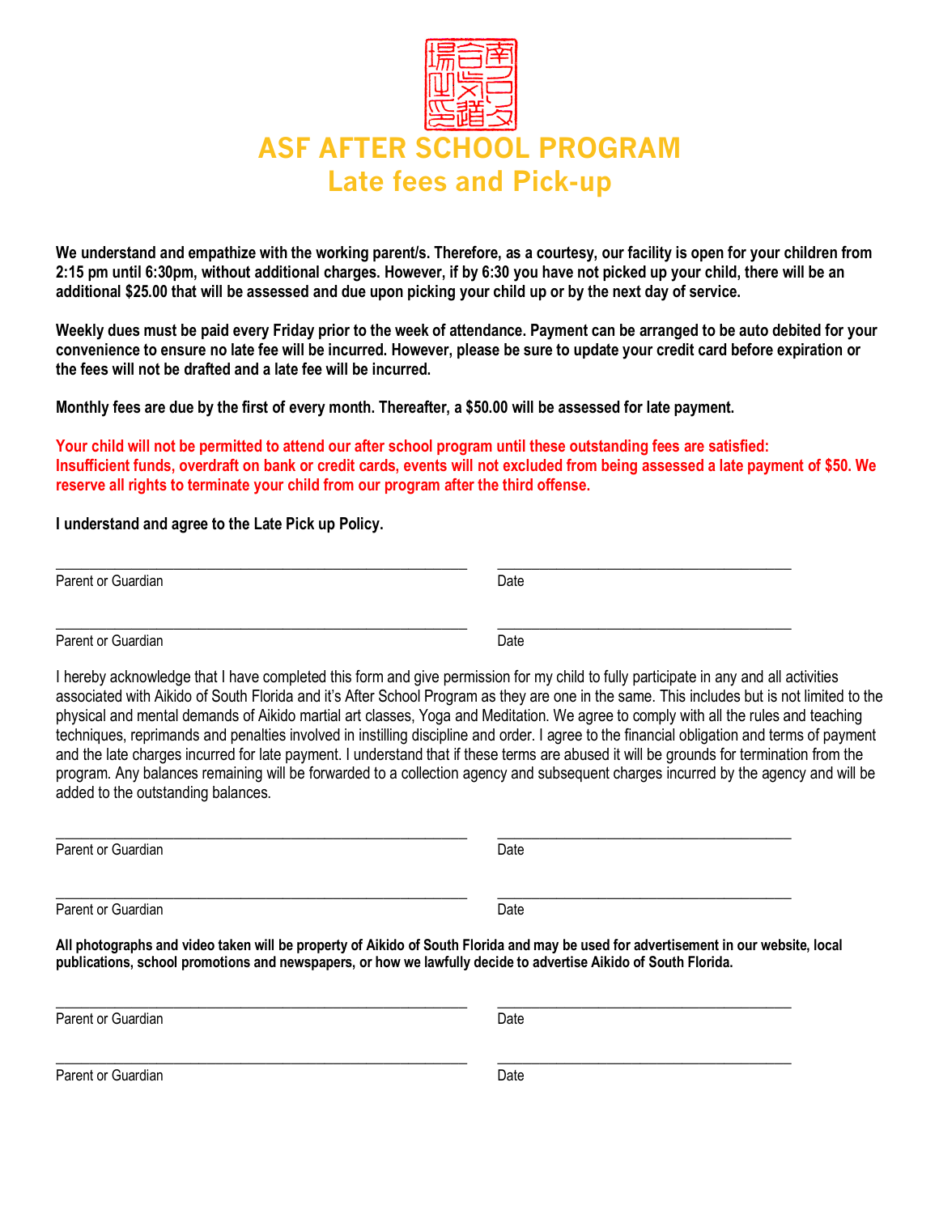# ASF AFTER SCHOOL PROGRAM

## Late fees and Pick-up

**We understand and empathize with the working parent/s. Therefore, as a courtesy, our facility is open for your children from 2:15 pm until 6:30pm, without additional charges. However, if by 6:30 you have not picked up your child, there will be an additional $25.00 that will be assessed and due upon picking your child up or by the next day of service.**

**Weekly dues must be paid every Friday prior to the week of attendance. Payment can be arranged to be auto debited for your convenience to ensure no late fee will be incurred. However, please be sure to update your credit card before expiration or the fees will not be drafted and a late fee will be incurred.**

**Monthly fees are due by the first of every month. Thereafter, a $50.00 will be assessed for late payment.**

**Your child will not be permitted to attend our after school program until these outstanding fees are satisfied: Insufficient funds, overdraft on bank or credit cards, events will not excluded from being assessed a late payment of $50. We reserve all rights to terminate your child from our program after the third offense.**

**I understand and agree to the Late Pick up Policy.**

_______________________________________________ _______________________________________
Parent or Guardian Date

_______________________________________________ _______________________________________
Parent or Guardian Date

I hereby acknowledge that I have completed this form and give permission for my child to fully participate in any and all activities associated with Aikido of South Florida and it's After School Program as they are one in the same. This includes but is not limited to the physical and mental demands of Aikido martial art classes, Yoga and Meditation. We agree to comply with all the rules and teaching techniques, reprimands and penalties involved in instilling discipline and order. I agree to the financial obligation and terms of payment and the late charges incurred for late payment. I understand that if these terms are abused it will be grounds for termination from the program. Any balances remaining will be forwarded to a collection agency and subsequent charges incurred by the agency and will be added to the outstanding balances.

_______________________________________________ _______________________________________
Parent or Guardian Date

_______________________________________________ _______________________________________
Parent or Guardian Date

**All photographs and video taken will be property of Aikido of South Florida and may be used for advertisement in our website, local publications, school promotions and newspapers, or how we lawfully decide to advertise Aikido of South Florida.**

_______________________________________________ _______________________________________
Parent or Guardian Date

_______________________________________________ _______________________________________
Parent or Guardian Date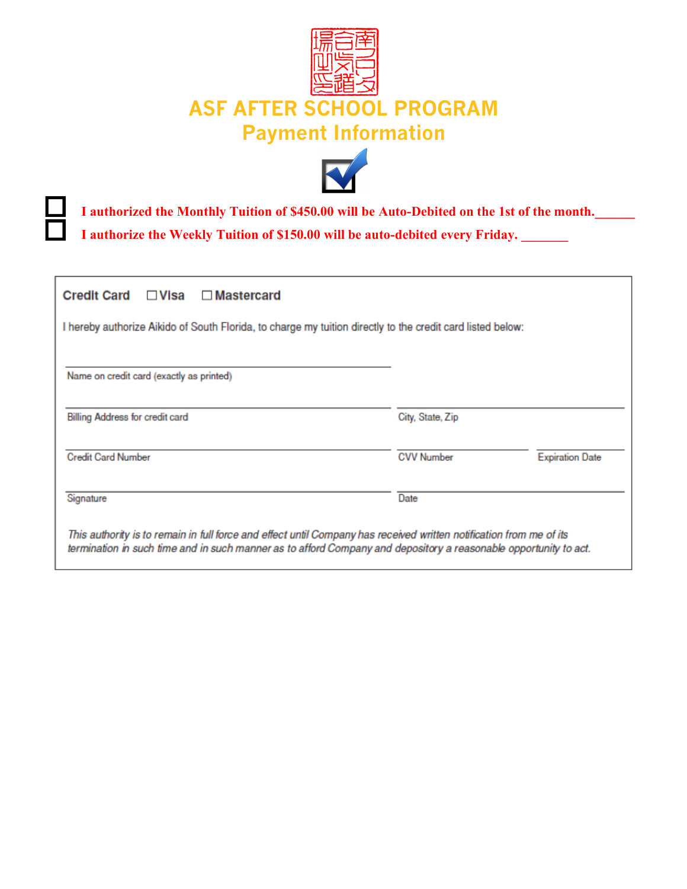# ASF AFTER SCHOOL PROGRAM

## Payment Information

☐ **I authorized the Monthly Tuition of $450.00 will be Auto-Debited on the 1st of the month.______**

☐ **I authorize the Weekly Tuition of $150.00 will be auto-debited every Friday. _______**

**Credit Card** ☐ **Visa** ☐ **Mastercard**

I hereby authorize Aikido of South Florida, to charge my tuition directly to the credit card listed below:

______________________________
Name on credit card (exactly as printed)

______________________________ ______________________________
Billing Address for credit card City, State, Zip

______________________________ ______________ ______________
Credit Card Number CVV Number Expiration Date

______________________________ ______________________________
Signature Date

*This authority is to remain in full force and effect until Company has received written notification from me of its termination in such time and in such manner as to afford Company and depository a reasonable opportunity to act.*